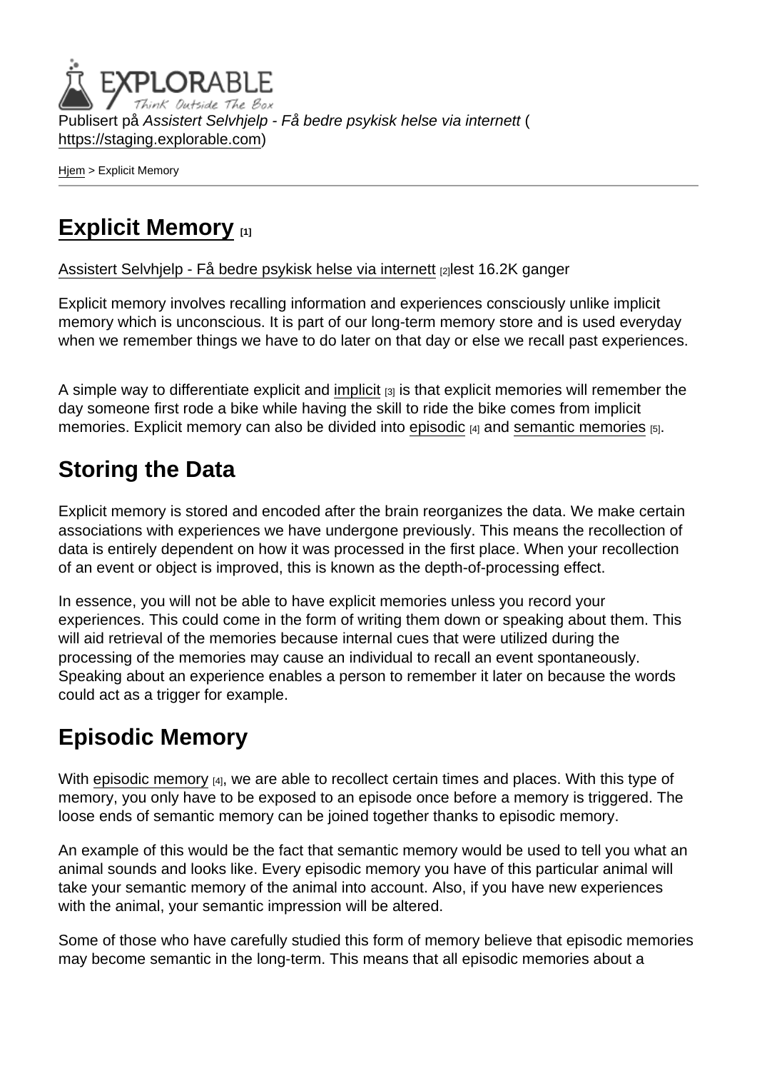Publisert på *Assistert Selvhjelp - Få bedre psykisk helse via internett* (https://staging.explorable.com)

Hjem > Explicit Memory

# Explicit Memory [1]

Assistert Selvhjelp - Få bedre psykisk helse via internett [2]lest 16.2K ganger

Explicit memory involves recalling information and experiences consciously unlike implicit memory which is unconscious. It is part of our long-term memory store and is used everyday when we remember things we have to do later on that day or else we recall past experiences.

A simple way to differentiate explicit and implicit [3] is that explicit memories will remember the day someone first rode a bike while having the skill to ride the bike comes from implicit memories. Explicit memory can also be divided into episodic [4] and semantic memories [5].

## Storing the Data

Explicit memory is stored and encoded after the brain reorganizes the data. We make certain associations with experiences we have undergone previously. This means the recollection of data is entirely dependent on how it was processed in the first place. When your recollection of an event or object is improved, this is known as the depth-of-processing effect.

In essence, you will not be able to have explicit memories unless you record your experiences. This could come in the form of writing them down or speaking about them. This will aid retrieval of the memories because internal cues that were utilized during the processing of the memories may cause an individual to recall an event spontaneously. Speaking about an experience enables a person to remember it later on because the words could act as a trigger for example.

## Episodic Memory

With episodic memory [4], we are able to recollect certain times and places. With this type of memory, you only have to be exposed to an episode once before a memory is triggered. The loose ends of semantic memory can be joined together thanks to episodic memory.

An example of this would be the fact that semantic memory would be used to tell you what an animal sounds and looks like. Every episodic memory you have of this particular animal will take your semantic memory of the animal into account. Also, if you have new experiences with the animal, your semantic impression will be altered.

Some of those who have carefully studied this form of memory believe that episodic memories may become semantic in the long-term. This means that all episodic memories about a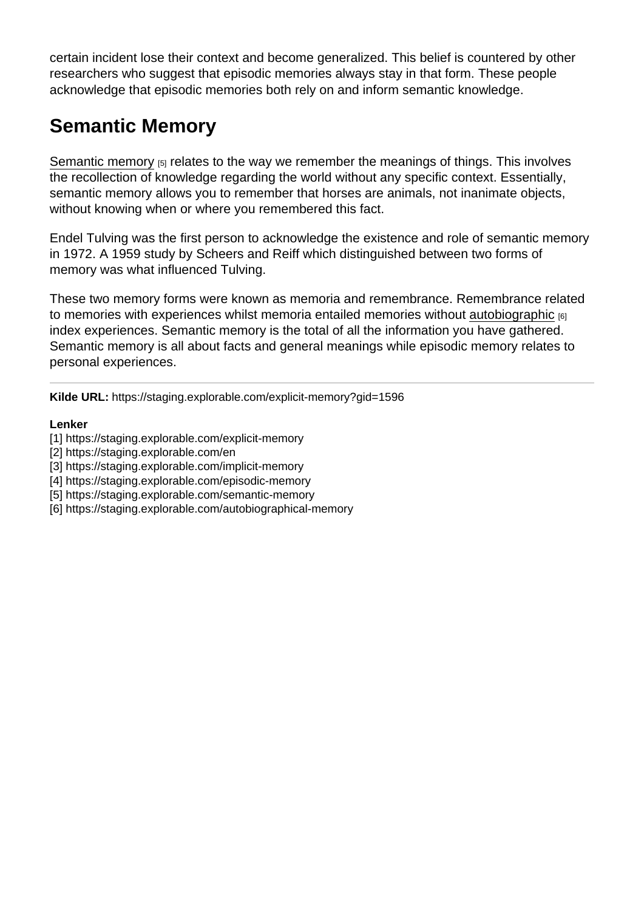certain incident lose their context and become generalized. This belief is countered by other researchers who suggest that episodic memories always stay in that form. These people acknowledge that episodic memories both rely on and inform semantic knowledge.

## Semantic Memory

Semantic memory [5] relates to the way we remember the meanings of things. This involves the recollection of knowledge regarding the world without any specific context. Essentially, semantic memory allows you to remember that horses are animals, not inanimate objects, without knowing when or where you remembered this fact.

Endel Tulving was the first person to acknowledge the existence and role of semantic memory in 1972. A 1959 study by Scheers and Reiff which distinguished between two forms of memory was what influenced Tulving.

These two memory forms were known as memoria and remembrance. Remembrance related to memories with experiences whilst memoria entailed memories without autobiographic [6] index experiences. Semantic memory is the total of all the information you have gathered. Semantic memory is all about facts and general meanings while episodic memory relates to personal experiences.

---

**Kilde URL:** https://staging.explorable.com/explicit-memory?gid=1596

**Lenker**
[1] https://staging.explorable.com/explicit-memory
[2] https://staging.explorable.com/en
[3] https://staging.explorable.com/implicit-memory
[4] https://staging.explorable.com/episodic-memory
[5] https://staging.explorable.com/semantic-memory
[6] https://staging.explorable.com/autobiographical-memory